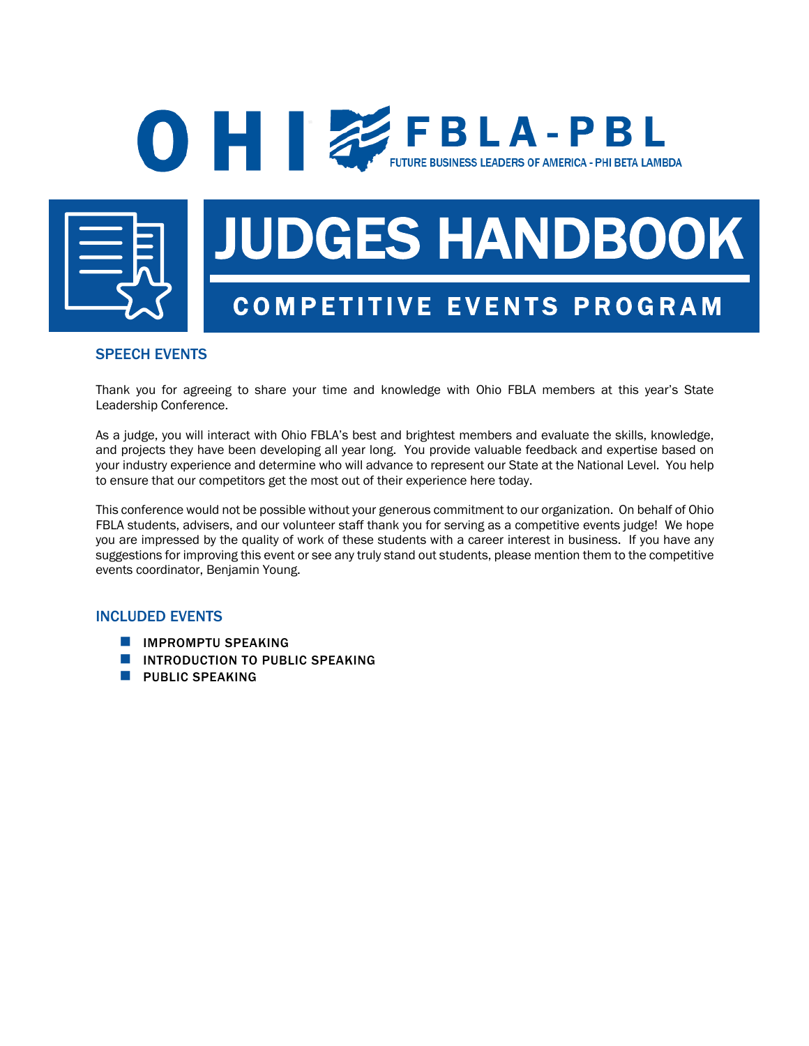# OHIO FBLA-PBL

FUTURE BUSINESS LEADERS OF AMERICA - PHI BETA LAMBDA

# JUDGES HANDBOOK

## COMPETITIVE EVENTS PROGRAM

### SPEECH EVENTS

Thank you for agreeing to share your time and knowledge with Ohio FBLA members at this year's State Leadership Conference.

As a judge, you will interact with Ohio FBLA's best and brightest members and evaluate the skills, knowledge, and projects they have been developing all year long. You provide valuable feedback and expertise based on your industry experience and determine who will advance to represent our State at the National Level. You help to ensure that our competitors get the most out of their experience here today.

This conference would not be possible without your generous commitment to our organization. On behalf of Ohio FBLA students, advisers, and our volunteer staff thank you for serving as a competitive events judge! We hope you are impressed by the quality of work of these students with a career interest in business. If you have any suggestions for improving this event or see any truly stand out students, please mention them to the competitive events coordinator, Benjamin Young.

### INCLUDED EVENTS

- IMPROMPTU SPEAKING
- INTRODUCTION TO PUBLIC SPEAKING
- PUBLIC SPEAKING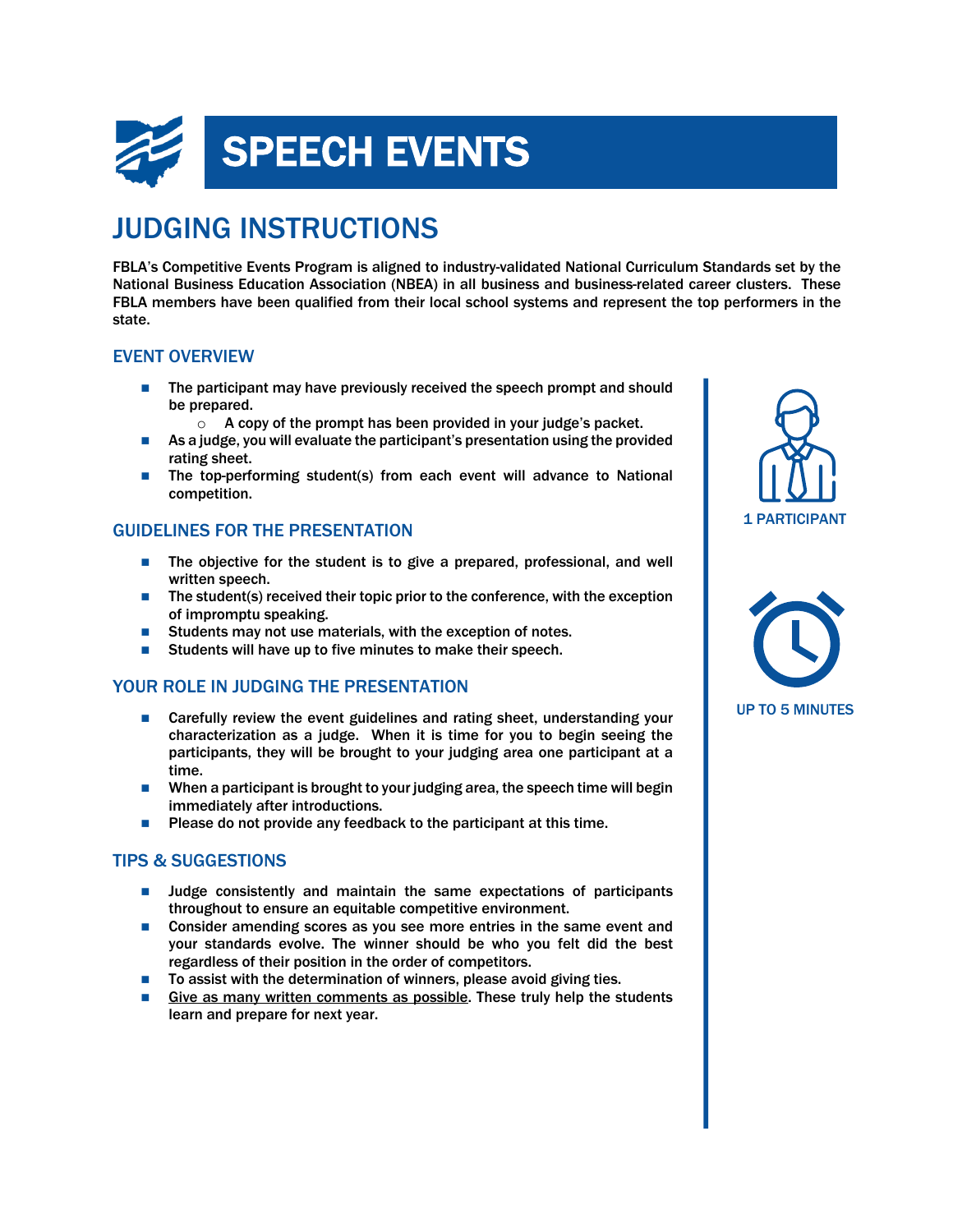# SPEECH EVENTS

## JUDGING INSTRUCTIONS

FBLA's Competitive Events Program is aligned to industry-validated National Curriculum Standards set by the National Business Education Association (NBEA) in all business and business-related career clusters. These FBLA members have been qualified from their local school systems and represent the top performers in the state.

### EVENT OVERVIEW

- The participant may have previously received the speech prompt and should be prepared.
  - A copy of the prompt has been provided in your judge's packet.
- As a judge, you will evaluate the participant's presentation using the provided rating sheet.
- The top-performing student(s) from each event will advance to National competition.

1 PARTICIPANT

UP TO 5 MINUTES

### GUIDELINES FOR THE PRESENTATION

- The objective for the student is to give a prepared, professional, and well written speech.
- The student(s) received their topic prior to the conference, with the exception of impromptu speaking.
- Students may not use materials, with the exception of notes.
- Students will have up to five minutes to make their speech.

### YOUR ROLE IN JUDGING THE PRESENTATION

- Carefully review the event guidelines and rating sheet, understanding your characterization as a judge. When it is time for you to begin seeing the participants, they will be brought to your judging area one participant at a time.
- When a participant is brought to your judging area, the speech time will begin immediately after introductions.
- Please do not provide any feedback to the participant at this time.

### TIPS & SUGGESTIONS

- Judge consistently and maintain the same expectations of participants throughout to ensure an equitable competitive environment.
- Consider amending scores as you see more entries in the same event and your standards evolve. The winner should be who you felt did the best regardless of their position in the order of competitors.
- To assist with the determination of winners, please avoid giving ties.
- Give as many written comments as possible. These truly help the students learn and prepare for next year.